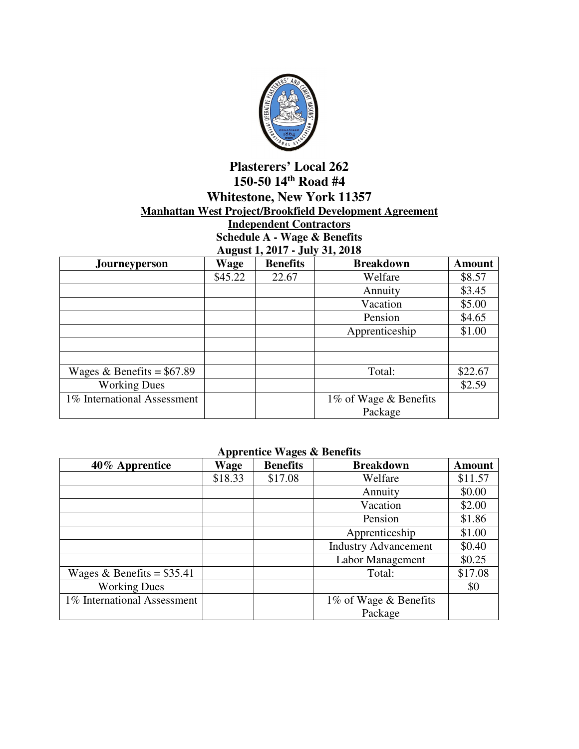# Plasterers' Local 262

## 150-50 14th Road #4

## Whitestone, New York 11357

**Manhattan West Project/Brookfield Development Agreement**

**Independent Contractors**

**Schedule A - Wage & Benefits**

**August 1, 2017 - July 31, 2018**

| Journeyperson | Wage | Benefits | Breakdown | Amount |
|---|---|---|---|---|
| | $45.22 | 22.67 | Welfare | $8.57 |
| | | | Annuity | $3.45 |
| | | | Vacation | $5.00 |
| | | | Pension | $4.65 |
| | | | Apprenticeship | $1.00 |
| | | | | |
| | | | | |
| Wages & Benefits = $67.89 | | | Total: | $22.67 |
| Working Dues | | | | $2.59 |
| 1% International Assessment | | | 1% of Wage & Benefits Package | |

**Apprentice Wages & Benefits**

| 40% Apprentice | Wage | Benefits | Breakdown | Amount |
|---|---|---|---|---|
| | $18.33 | $17.08 | Welfare | $11.57 |
| | | | Annuity | $0.00 |
| | | | Vacation | $2.00 |
| | | | Pension | $1.86 |
| | | | Apprenticeship | $1.00 |
| | | | Industry Advancement | $0.40 |
| | | | Labor Management | $0.25 |
| Wages & Benefits = $35.41 | | | Total: | $17.08 |
| Working Dues | | | | $0 |
| 1% International Assessment | | | 1% of Wage & Benefits Package | |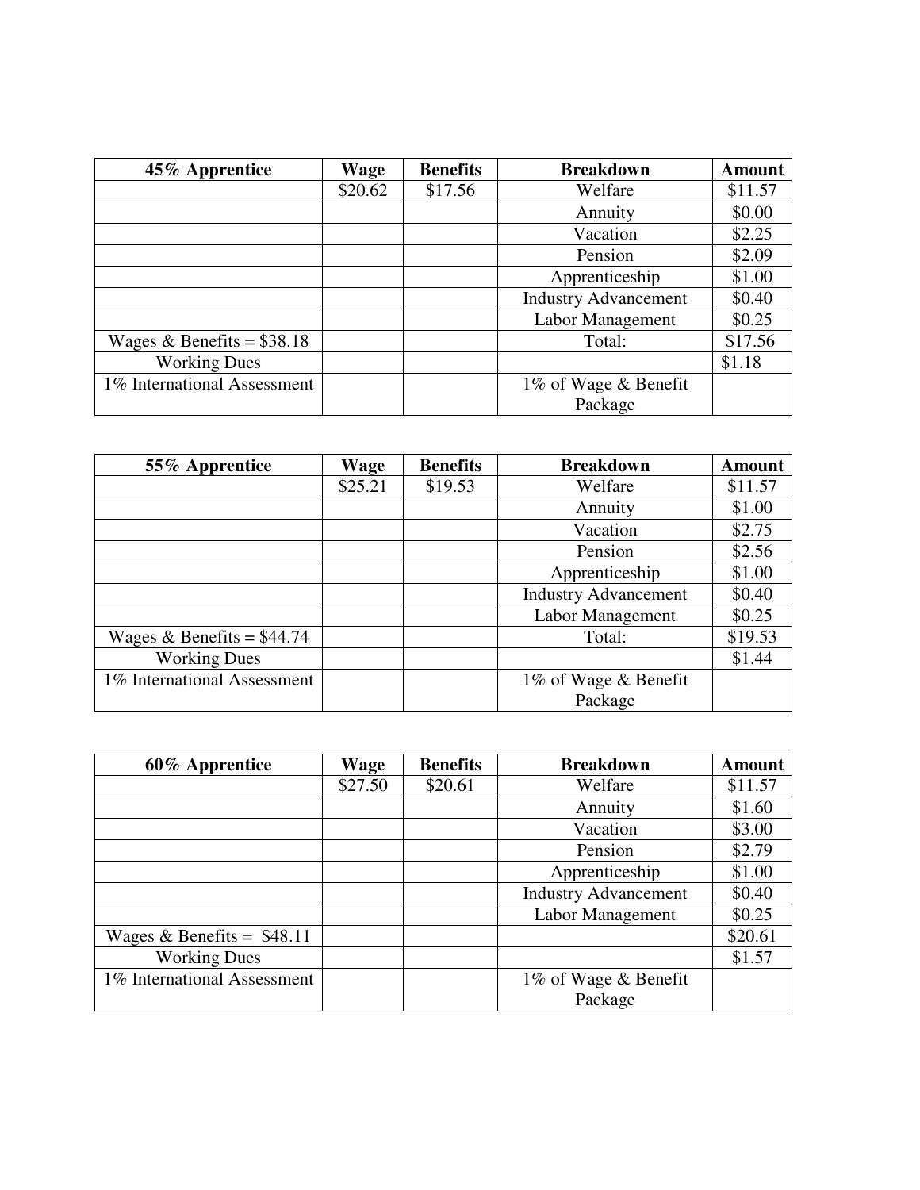| 45% Apprentice | Wage | Benefits | Breakdown | Amount |
|---|---|---|---|---|
| | $20.62 | $17.56 | Welfare | $11.57 |
| | | | Annuity | $0.00 |
| | | | Vacation | $2.25 |
| | | | Pension | $2.09 |
| | | | Apprenticeship | $1.00 |
| | | | Industry Advancement | $0.40 |
| | | | Labor Management | $0.25 |
| Wages & Benefits = $38.18 | | | Total: | $17.56 |
| Working Dues | | | | $1.18 |
| 1% International Assessment | | | 1% of Wage & Benefit Package | |

| 55% Apprentice | Wage | Benefits | Breakdown | Amount |
|---|---|---|---|---|
| | $25.21 | $19.53 | Welfare | $11.57 |
| | | | Annuity | $1.00 |
| | | | Vacation | $2.75 |
| | | | Pension | $2.56 |
| | | | Apprenticeship | $1.00 |
| | | | Industry Advancement | $0.40 |
| | | | Labor Management | $0.25 |
| Wages & Benefits = $44.74 | | | Total: | $19.53 |
| Working Dues | | | | $1.44 |
| 1% International Assessment | | | 1% of Wage & Benefit Package | |

| 60% Apprentice | Wage | Benefits | Breakdown | Amount |
|---|---|---|---|---|
| | $27.50 | $20.61 | Welfare | $11.57 |
| | | | Annuity | $1.60 |
| | | | Vacation | $3.00 |
| | | | Pension | $2.79 |
| | | | Apprenticeship | $1.00 |
| | | | Industry Advancement | $0.40 |
| | | | Labor Management | $0.25 |
| Wages & Benefits = $48.11 | | | | $20.61 |
| Working Dues | | | | $1.57 |
| 1% International Assessment | | | 1% of Wage & Benefit Package | |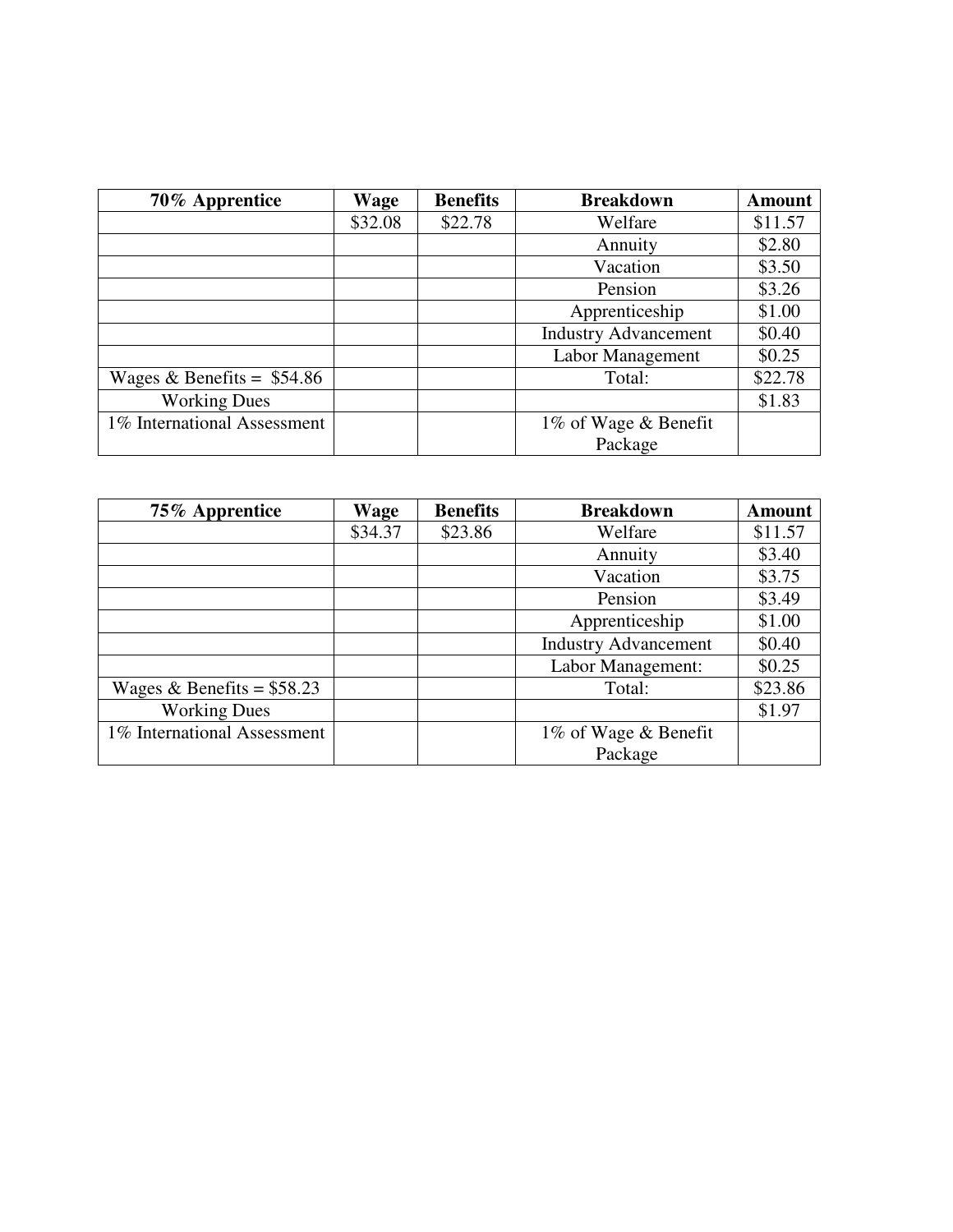| 70% Apprentice | Wage | Benefits | Breakdown | Amount |
|---|---|---|---|---|
| | $32.08 | $22.78 | Welfare | $11.57 |
| | | | Annuity | $2.80 |
| | | | Vacation | $3.50 |
| | | | Pension | $3.26 |
| | | | Apprenticeship | $1.00 |
| | | | Industry Advancement | $0.40 |
| | | | Labor Management | $0.25 |
| Wages & Benefits = $54.86 | | | Total: | $22.78 |
| Working Dues | | | | $1.83 |
| 1% International Assessment | | | 1% of Wage & Benefit Package | |

| 75% Apprentice | Wage | Benefits | Breakdown | Amount |
|---|---|---|---|---|
| | $34.37 | $23.86 | Welfare | $11.57 |
| | | | Annuity | $3.40 |
| | | | Vacation | $3.75 |
| | | | Pension | $3.49 |
| | | | Apprenticeship | $1.00 |
| | | | Industry Advancement | $0.40 |
| | | | Labor Management: | $0.25 |
| Wages & Benefits = $58.23 | | | Total: | $23.86 |
| Working Dues | | | | $1.97 |
| 1% International Assessment | | | 1% of Wage & Benefit Package | |